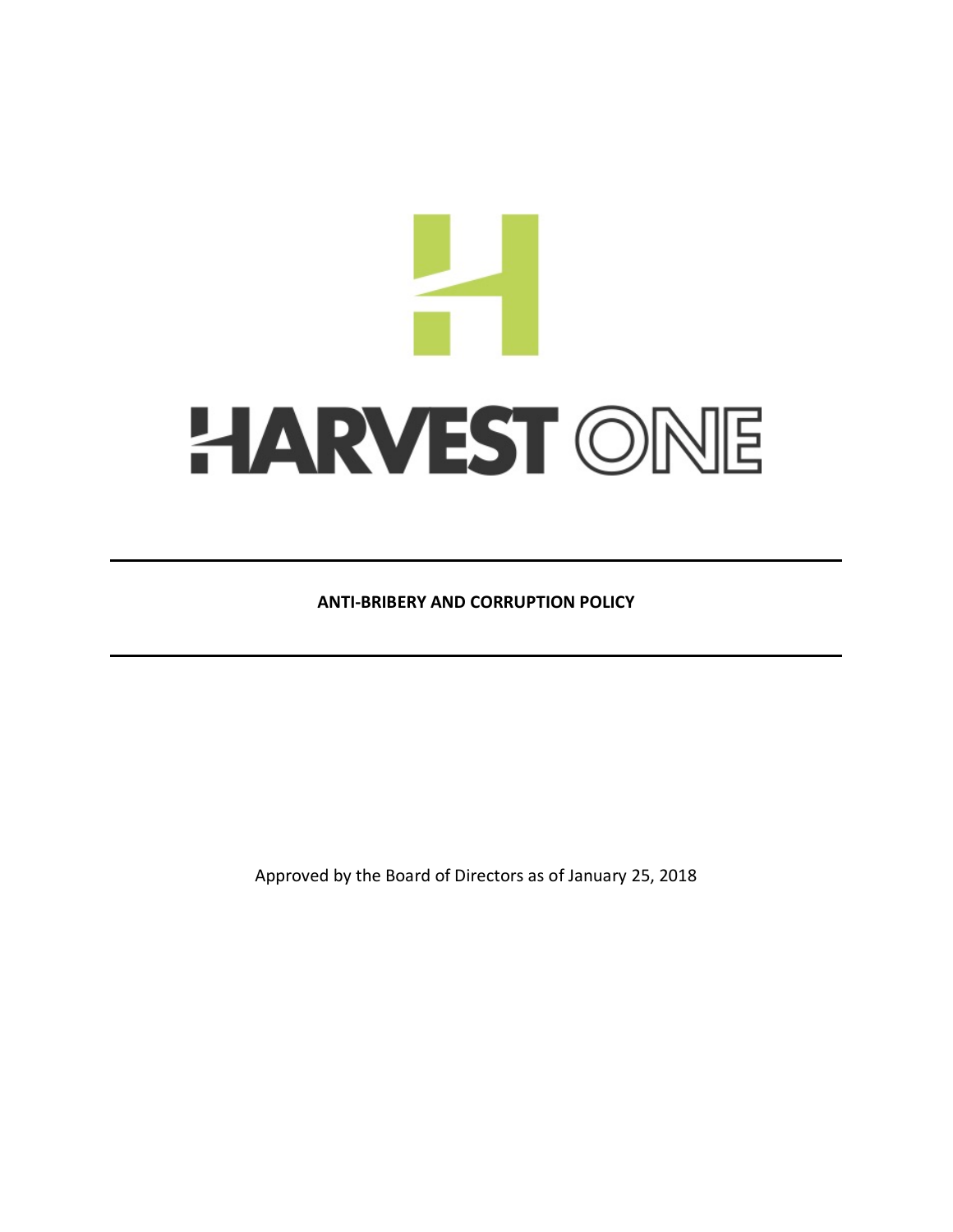# HARVEST ONE

---

**ANTI-BRIBERY AND CORRUPTION POLICY**

---

Approved by the Board of Directors as of January 25, 2018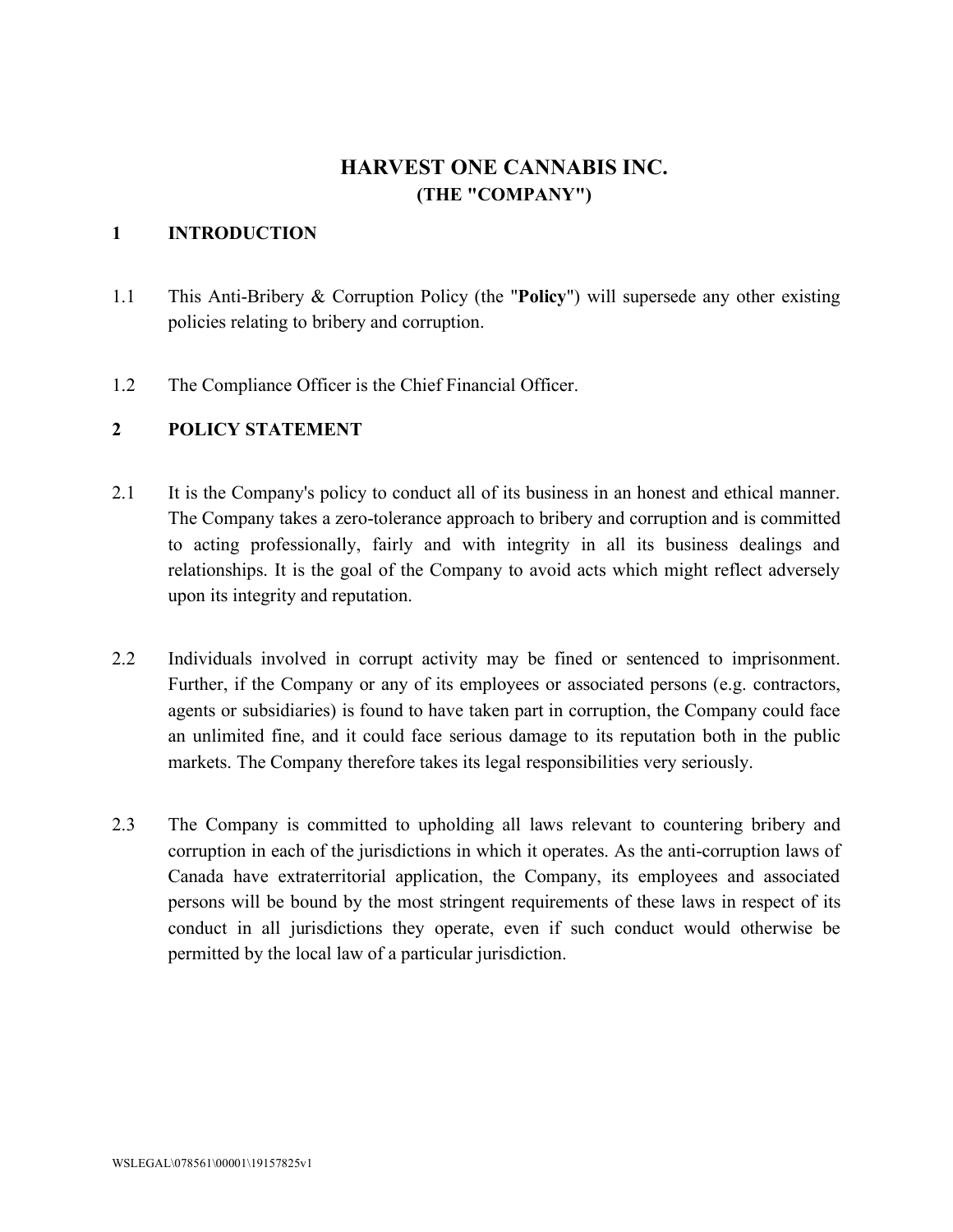# HARVEST ONE CANNABIS INC.
## (THE "COMPANY")

## 1 INTRODUCTION

1.1 This Anti-Bribery & Corruption Policy (the "**Policy**") will supersede any other existing policies relating to bribery and corruption.

1.2 The Compliance Officer is the Chief Financial Officer.

## 2 POLICY STATEMENT

2.1 It is the Company's policy to conduct all of its business in an honest and ethical manner. The Company takes a zero-tolerance approach to bribery and corruption and is committed to acting professionally, fairly and with integrity in all its business dealings and relationships. It is the goal of the Company to avoid acts which might reflect adversely upon its integrity and reputation.

2.2 Individuals involved in corrupt activity may be fined or sentenced to imprisonment. Further, if the Company or any of its employees or associated persons (e.g. contractors, agents or subsidiaries) is found to have taken part in corruption, the Company could face an unlimited fine, and it could face serious damage to its reputation both in the public markets. The Company therefore takes its legal responsibilities very seriously.

2.3 The Company is committed to upholding all laws relevant to countering bribery and corruption in each of the jurisdictions in which it operates. As the anti-corruption laws of Canada have extraterritorial application, the Company, its employees and associated persons will be bound by the most stringent requirements of these laws in respect of its conduct in all jurisdictions they operate, even if such conduct would otherwise be permitted by the local law of a particular jurisdiction.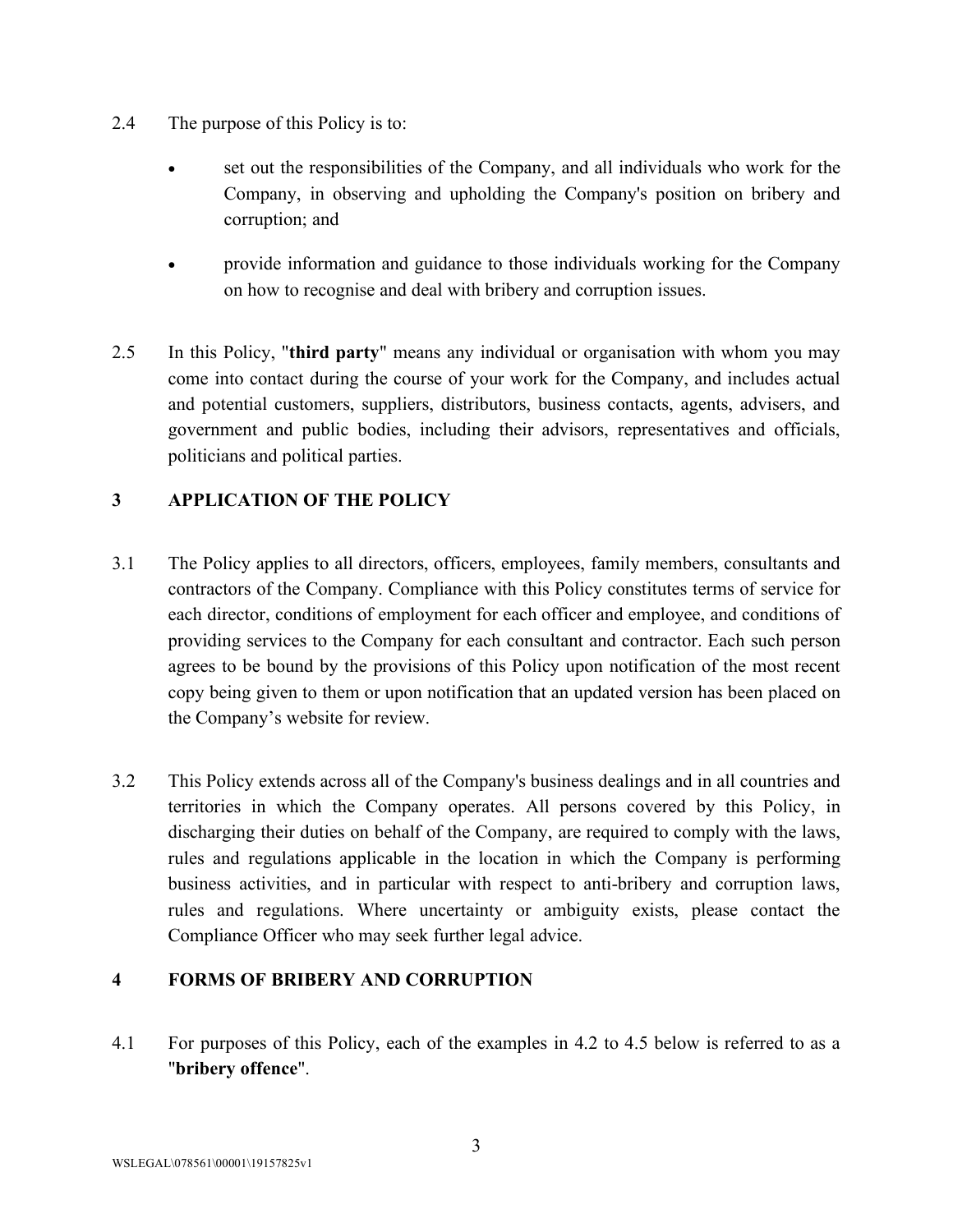2.4 The purpose of this Policy is to:

- set out the responsibilities of the Company, and all individuals who work for the Company, in observing and upholding the Company's position on bribery and corruption; and
- provide information and guidance to those individuals working for the Company on how to recognise and deal with bribery and corruption issues.

2.5 In this Policy, "**third party**" means any individual or organisation with whom you may come into contact during the course of your work for the Company, and includes actual and potential customers, suppliers, distributors, business contacts, agents, advisers, and government and public bodies, including their advisors, representatives and officials, politicians and political parties.

## 3 APPLICATION OF THE POLICY

3.1 The Policy applies to all directors, officers, employees, family members, consultants and contractors of the Company. Compliance with this Policy constitutes terms of service for each director, conditions of employment for each officer and employee, and conditions of providing services to the Company for each consultant and contractor. Each such person agrees to be bound by the provisions of this Policy upon notification of the most recent copy being given to them or upon notification that an updated version has been placed on the Company's website for review.

3.2 This Policy extends across all of the Company's business dealings and in all countries and territories in which the Company operates. All persons covered by this Policy, in discharging their duties on behalf of the Company, are required to comply with the laws, rules and regulations applicable in the location in which the Company is performing business activities, and in particular with respect to anti-bribery and corruption laws, rules and regulations. Where uncertainty or ambiguity exists, please contact the Compliance Officer who may seek further legal advice.

## 4 FORMS OF BRIBERY AND CORRUPTION

4.1 For purposes of this Policy, each of the examples in 4.2 to 4.5 below is referred to as a "**bribery offence**".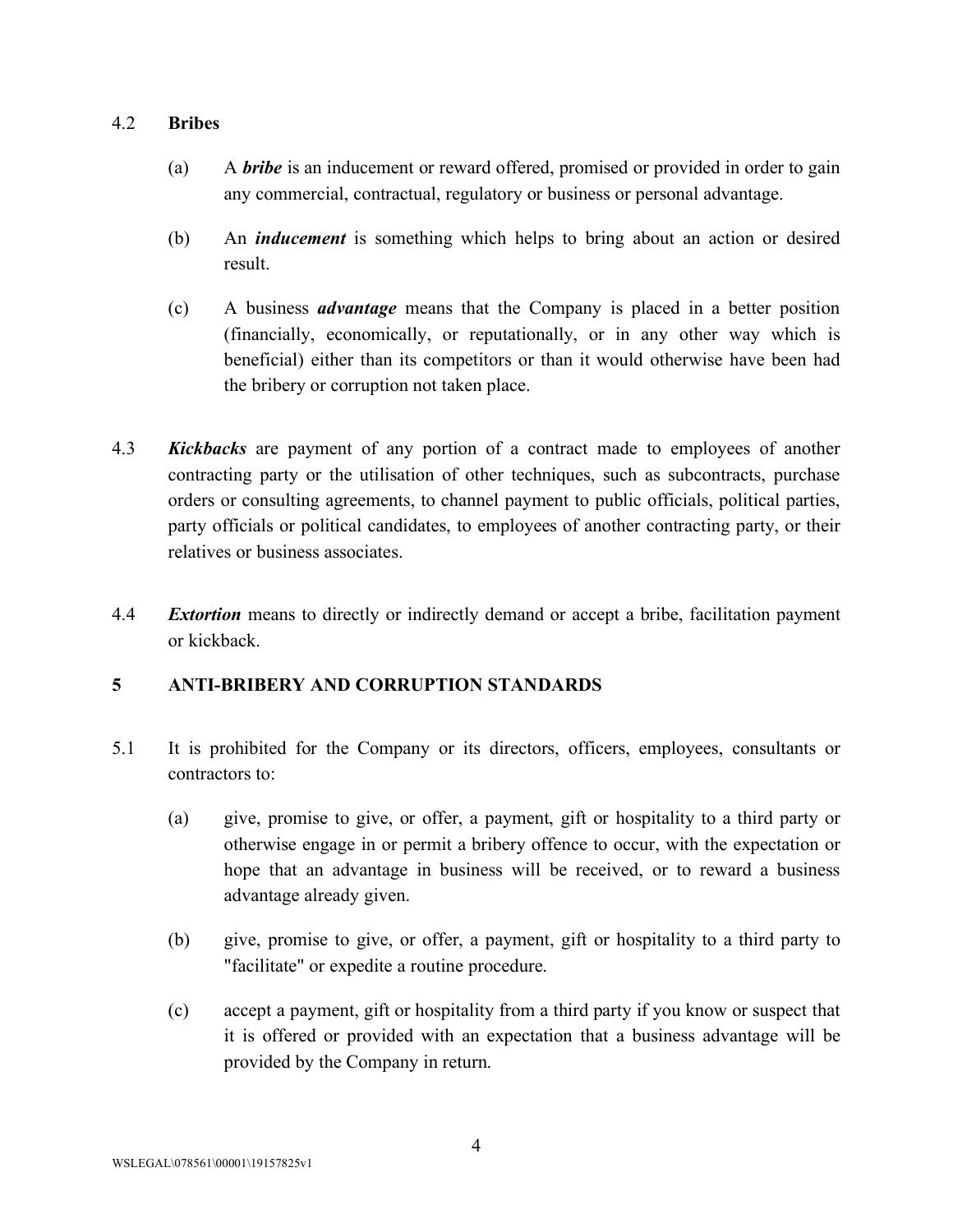### 4.2 **Bribes**

(a) A ***bribe*** is an inducement or reward offered, promised or provided in order to gain any commercial, contractual, regulatory or business or personal advantage.

(b) An ***inducement*** is something which helps to bring about an action or desired result.

(c) A business ***advantage*** means that the Company is placed in a better position (financially, economically, or reputationally, or in any other way which is beneficial) either than its competitors or than it would otherwise have been had the bribery or corruption not taken place.

4.3 ***Kickbacks*** are payment of any portion of a contract made to employees of another contracting party or the utilisation of other techniques, such as subcontracts, purchase orders or consulting agreements, to channel payment to public officials, political parties, party officials or political candidates, to employees of another contracting party, or their relatives or business associates.

4.4 ***Extortion*** means to directly or indirectly demand or accept a bribe, facilitation payment or kickback.

## 5 ANTI-BRIBERY AND CORRUPTION STANDARDS

5.1 It is prohibited for the Company or its directors, officers, employees, consultants or contractors to:

(a) give, promise to give, or offer, a payment, gift or hospitality to a third party or otherwise engage in or permit a bribery offence to occur, with the expectation or hope that an advantage in business will be received, or to reward a business advantage already given.

(b) give, promise to give, or offer, a payment, gift or hospitality to a third party to "facilitate" or expedite a routine procedure.

(c) accept a payment, gift or hospitality from a third party if you know or suspect that it is offered or provided with an expectation that a business advantage will be provided by the Company in return.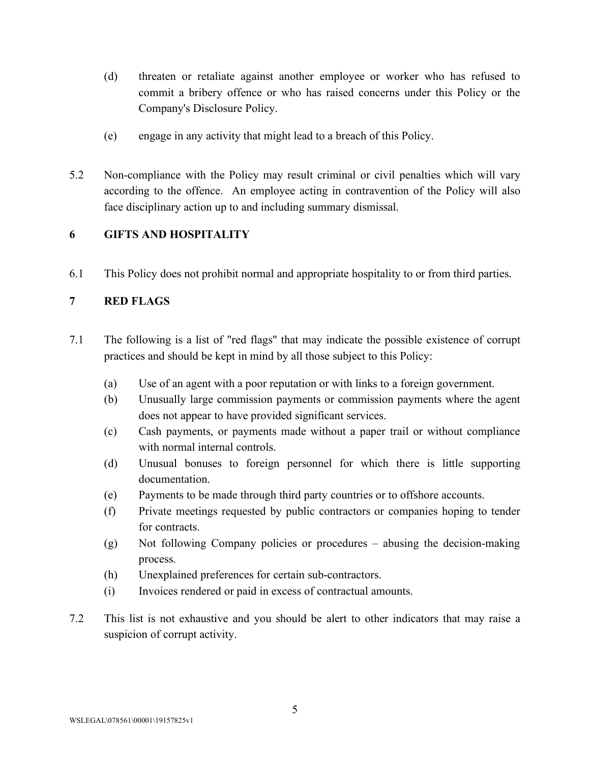(d) threaten or retaliate against another employee or worker who has refused to commit a bribery offence or who has raised concerns under this Policy or the Company's Disclosure Policy.

(e) engage in any activity that might lead to a breach of this Policy.

5.2 Non-compliance with the Policy may result criminal or civil penalties which will vary according to the offence. An employee acting in contravention of the Policy will also face disciplinary action up to and including summary dismissal.

## 6 GIFTS AND HOSPITALITY

6.1 This Policy does not prohibit normal and appropriate hospitality to or from third parties.

## 7 RED FLAGS

7.1 The following is a list of "red flags" that may indicate the possible existence of corrupt practices and should be kept in mind by all those subject to this Policy:

(a) Use of an agent with a poor reputation or with links to a foreign government.
(b) Unusually large commission payments or commission payments where the agent does not appear to have provided significant services.
(c) Cash payments, or payments made without a paper trail or without compliance with normal internal controls.
(d) Unusual bonuses to foreign personnel for which there is little supporting documentation.
(e) Payments to be made through third party countries or to offshore accounts.
(f) Private meetings requested by public contractors or companies hoping to tender for contracts.
(g) Not following Company policies or procedures – abusing the decision-making process.
(h) Unexplained preferences for certain sub-contractors.
(i) Invoices rendered or paid in excess of contractual amounts.

7.2 This list is not exhaustive and you should be alert to other indicators that may raise a suspicion of corrupt activity.

WSLEGAL\078561\00001\19157825v1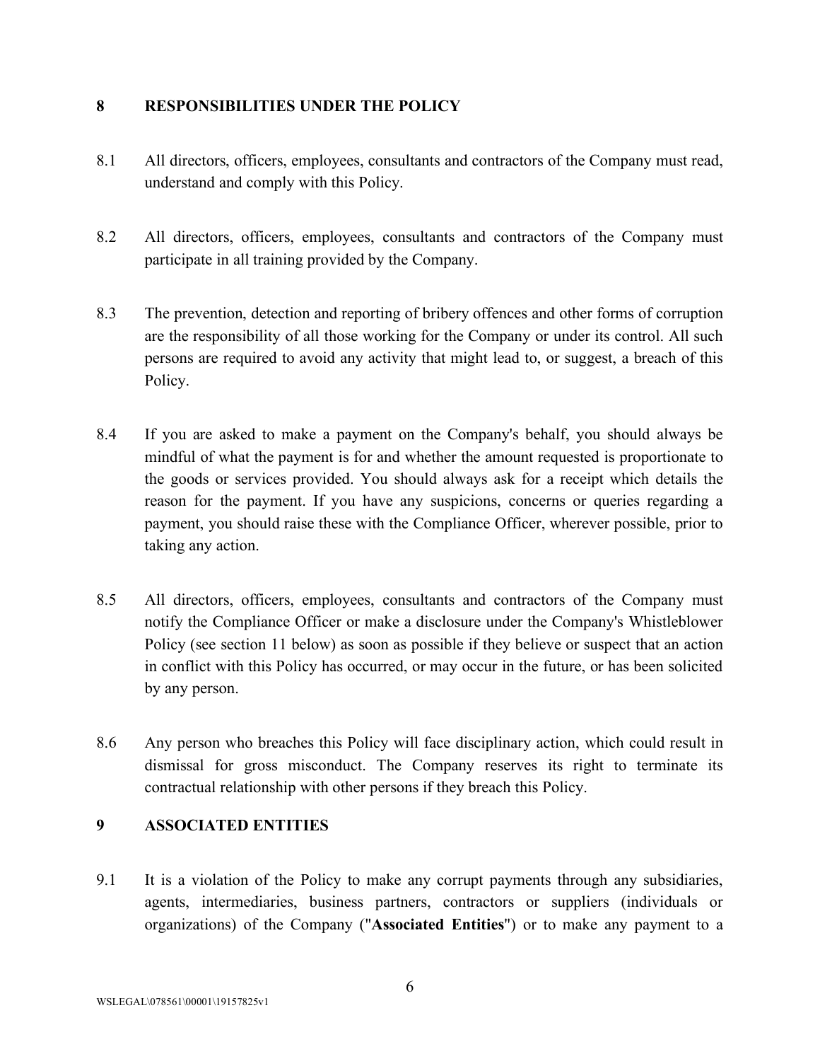## 8 RESPONSIBILITIES UNDER THE POLICY

8.1 All directors, officers, employees, consultants and contractors of the Company must read, understand and comply with this Policy.

8.2 All directors, officers, employees, consultants and contractors of the Company must participate in all training provided by the Company.

8.3 The prevention, detection and reporting of bribery offences and other forms of corruption are the responsibility of all those working for the Company or under its control. All such persons are required to avoid any activity that might lead to, or suggest, a breach of this Policy.

8.4 If you are asked to make a payment on the Company's behalf, you should always be mindful of what the payment is for and whether the amount requested is proportionate to the goods or services provided. You should always ask for a receipt which details the reason for the payment. If you have any suspicions, concerns or queries regarding a payment, you should raise these with the Compliance Officer, wherever possible, prior to taking any action.

8.5 All directors, officers, employees, consultants and contractors of the Company must notify the Compliance Officer or make a disclosure under the Company's Whistleblower Policy (see section 11 below) as soon as possible if they believe or suspect that an action in conflict with this Policy has occurred, or may occur in the future, or has been solicited by any person.

8.6 Any person who breaches this Policy will face disciplinary action, which could result in dismissal for gross misconduct. The Company reserves its right to terminate its contractual relationship with other persons if they breach this Policy.

## 9 ASSOCIATED ENTITIES

9.1 It is a violation of the Policy to make any corrupt payments through any subsidiaries, agents, intermediaries, business partners, contractors or suppliers (individuals or organizations) of the Company ("**Associated Entities**") or to make any payment to a

WSLEGAL\078561\00001\19157825v1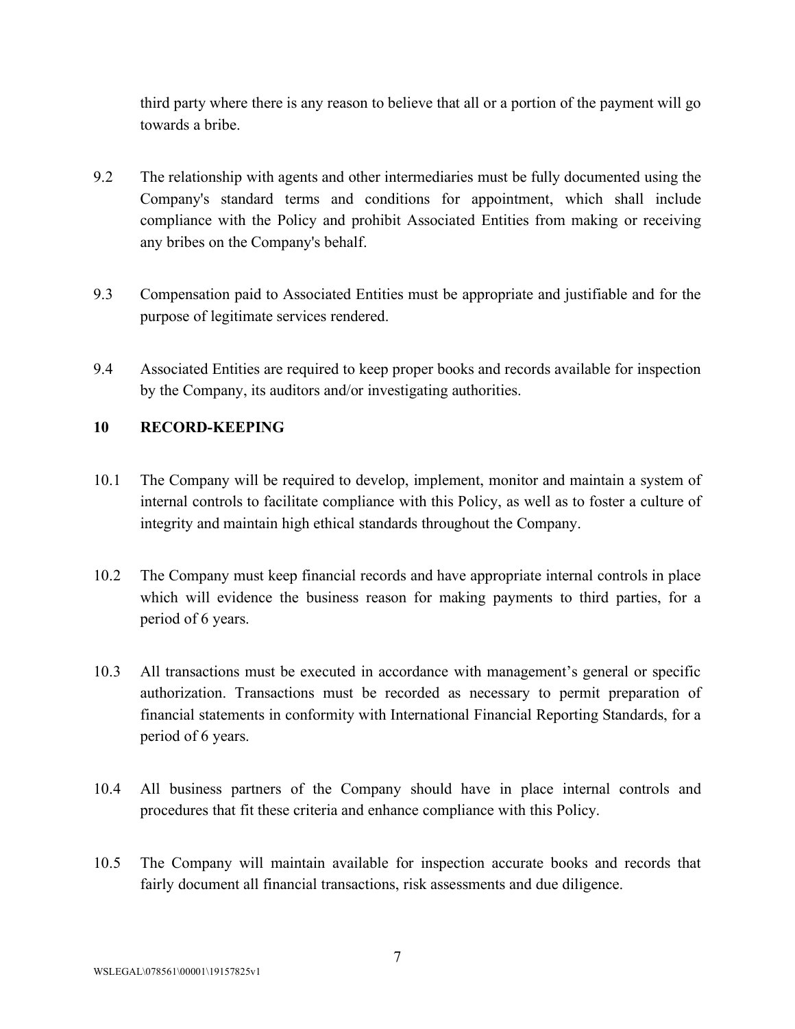third party where there is any reason to believe that all or a portion of the payment will go towards a bribe.

9.2 The relationship with agents and other intermediaries must be fully documented using the Company's standard terms and conditions for appointment, which shall include compliance with the Policy and prohibit Associated Entities from making or receiving any bribes on the Company's behalf.

9.3 Compensation paid to Associated Entities must be appropriate and justifiable and for the purpose of legitimate services rendered.

9.4 Associated Entities are required to keep proper books and records available for inspection by the Company, its auditors and/or investigating authorities.

## 10 RECORD-KEEPING

10.1 The Company will be required to develop, implement, monitor and maintain a system of internal controls to facilitate compliance with this Policy, as well as to foster a culture of integrity and maintain high ethical standards throughout the Company.

10.2 The Company must keep financial records and have appropriate internal controls in place which will evidence the business reason for making payments to third parties, for a period of 6 years.

10.3 All transactions must be executed in accordance with management's general or specific authorization. Transactions must be recorded as necessary to permit preparation of financial statements in conformity with International Financial Reporting Standards, for a period of 6 years.

10.4 All business partners of the Company should have in place internal controls and procedures that fit these criteria and enhance compliance with this Policy.

10.5 The Company will maintain available for inspection accurate books and records that fairly document all financial transactions, risk assessments and due diligence.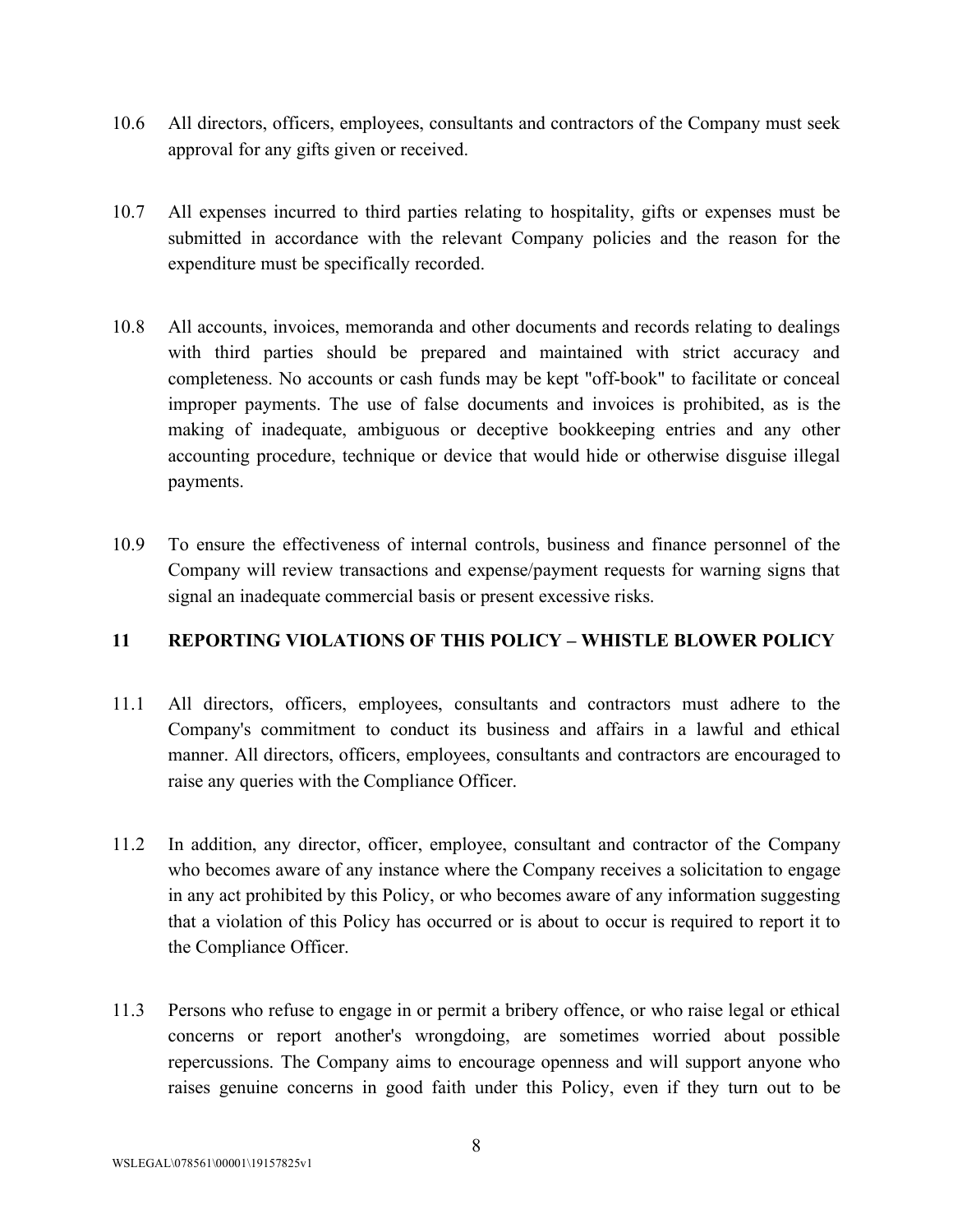10.6 All directors, officers, employees, consultants and contractors of the Company must seek approval for any gifts given or received.

10.7 All expenses incurred to third parties relating to hospitality, gifts or expenses must be submitted in accordance with the relevant Company policies and the reason for the expenditure must be specifically recorded.

10.8 All accounts, invoices, memoranda and other documents and records relating to dealings with third parties should be prepared and maintained with strict accuracy and completeness. No accounts or cash funds may be kept "off-book" to facilitate or conceal improper payments. The use of false documents and invoices is prohibited, as is the making of inadequate, ambiguous or deceptive bookkeeping entries and any other accounting procedure, technique or device that would hide or otherwise disguise illegal payments.

10.9 To ensure the effectiveness of internal controls, business and finance personnel of the Company will review transactions and expense/payment requests for warning signs that signal an inadequate commercial basis or present excessive risks.

## 11 REPORTING VIOLATIONS OF THIS POLICY – WHISTLE BLOWER POLICY

11.1 All directors, officers, employees, consultants and contractors must adhere to the Company's commitment to conduct its business and affairs in a lawful and ethical manner. All directors, officers, employees, consultants and contractors are encouraged to raise any queries with the Compliance Officer.

11.2 In addition, any director, officer, employee, consultant and contractor of the Company who becomes aware of any instance where the Company receives a solicitation to engage in any act prohibited by this Policy, or who becomes aware of any information suggesting that a violation of this Policy has occurred or is about to occur is required to report it to the Compliance Officer.

11.3 Persons who refuse to engage in or permit a bribery offence, or who raise legal or ethical concerns or report another's wrongdoing, are sometimes worried about possible repercussions. The Company aims to encourage openness and will support anyone who raises genuine concerns in good faith under this Policy, even if they turn out to be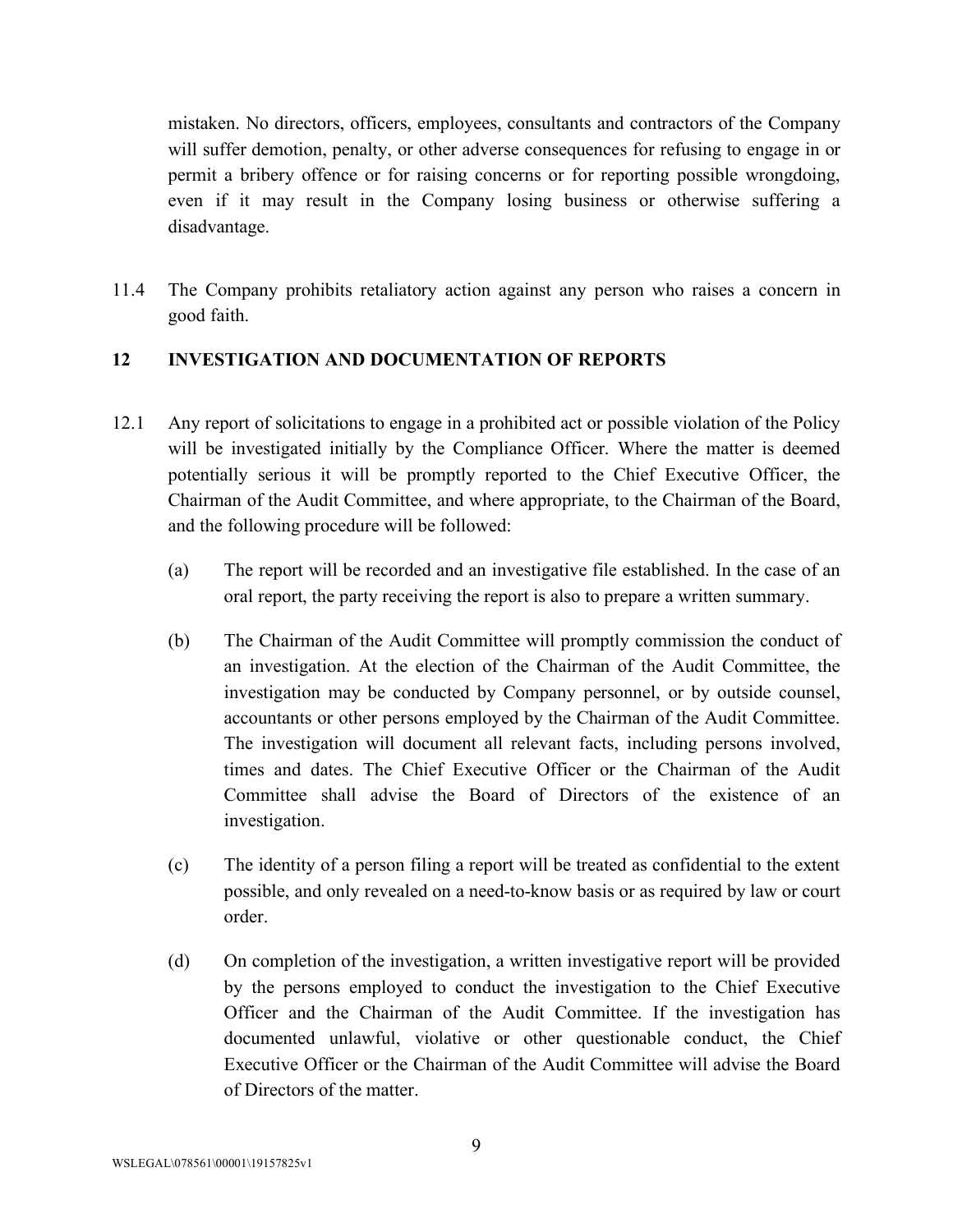mistaken. No directors, officers, employees, consultants and contractors of the Company will suffer demotion, penalty, or other adverse consequences for refusing to engage in or permit a bribery offence or for raising concerns or for reporting possible wrongdoing, even if it may result in the Company losing business or otherwise suffering a disadvantage.

11.4 The Company prohibits retaliatory action against any person who raises a concern in good faith.

## 12 INVESTIGATION AND DOCUMENTATION OF REPORTS

12.1 Any report of solicitations to engage in a prohibited act or possible violation of the Policy will be investigated initially by the Compliance Officer. Where the matter is deemed potentially serious it will be promptly reported to the Chief Executive Officer, the Chairman of the Audit Committee, and where appropriate, to the Chairman of the Board, and the following procedure will be followed:

(a) The report will be recorded and an investigative file established. In the case of an oral report, the party receiving the report is also to prepare a written summary.

(b) The Chairman of the Audit Committee will promptly commission the conduct of an investigation. At the election of the Chairman of the Audit Committee, the investigation may be conducted by Company personnel, or by outside counsel, accountants or other persons employed by the Chairman of the Audit Committee. The investigation will document all relevant facts, including persons involved, times and dates. The Chief Executive Officer or the Chairman of the Audit Committee shall advise the Board of Directors of the existence of an investigation.

(c) The identity of a person filing a report will be treated as confidential to the extent possible, and only revealed on a need-to-know basis or as required by law or court order.

(d) On completion of the investigation, a written investigative report will be provided by the persons employed to conduct the investigation to the Chief Executive Officer and the Chairman of the Audit Committee. If the investigation has documented unlawful, violative or other questionable conduct, the Chief Executive Officer or the Chairman of the Audit Committee will advise the Board of Directors of the matter.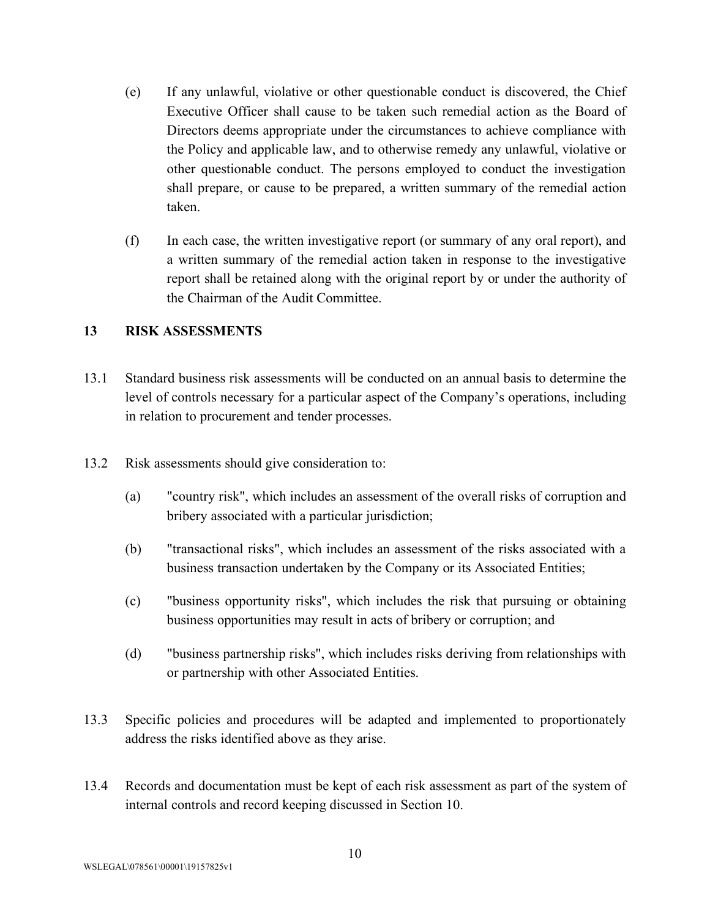(e) If any unlawful, violative or other questionable conduct is discovered, the Chief Executive Officer shall cause to be taken such remedial action as the Board of Directors deems appropriate under the circumstances to achieve compliance with the Policy and applicable law, and to otherwise remedy any unlawful, violative or other questionable conduct. The persons employed to conduct the investigation shall prepare, or cause to be prepared, a written summary of the remedial action taken.

(f) In each case, the written investigative report (or summary of any oral report), and a written summary of the remedial action taken in response to the investigative report shall be retained along with the original report by or under the authority of the Chairman of the Audit Committee.

## 13 RISK ASSESSMENTS

13.1 Standard business risk assessments will be conducted on an annual basis to determine the level of controls necessary for a particular aspect of the Company's operations, including in relation to procurement and tender processes.

13.2 Risk assessments should give consideration to:

(a) "country risk", which includes an assessment of the overall risks of corruption and bribery associated with a particular jurisdiction;

(b) "transactional risks", which includes an assessment of the risks associated with a business transaction undertaken by the Company or its Associated Entities;

(c) "business opportunity risks", which includes the risk that pursuing or obtaining business opportunities may result in acts of bribery or corruption; and

(d) "business partnership risks", which includes risks deriving from relationships with or partnership with other Associated Entities.

13.3 Specific policies and procedures will be adapted and implemented to proportionately address the risks identified above as they arise.

13.4 Records and documentation must be kept of each risk assessment as part of the system of internal controls and record keeping discussed in Section 10.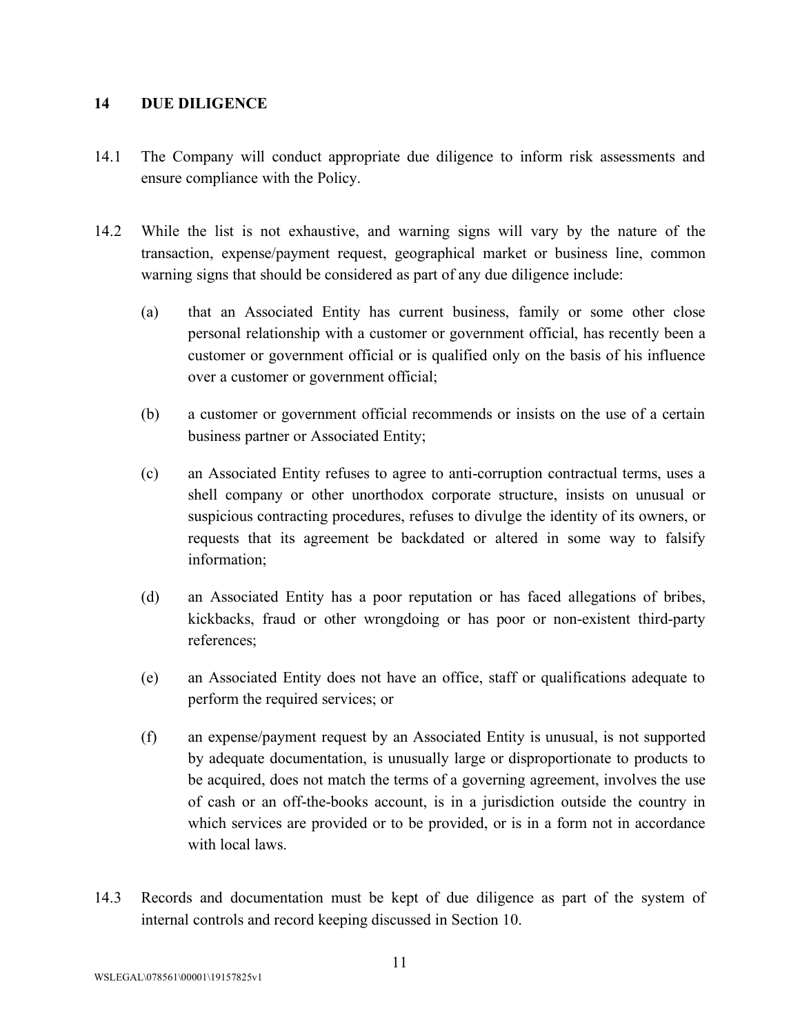## 14 DUE DILIGENCE

14.1 The Company will conduct appropriate due diligence to inform risk assessments and ensure compliance with the Policy.

14.2 While the list is not exhaustive, and warning signs will vary by the nature of the transaction, expense/payment request, geographical market or business line, common warning signs that should be considered as part of any due diligence include:

(a) that an Associated Entity has current business, family or some other close personal relationship with a customer or government official, has recently been a customer or government official or is qualified only on the basis of his influence over a customer or government official;

(b) a customer or government official recommends or insists on the use of a certain business partner or Associated Entity;

(c) an Associated Entity refuses to agree to anti-corruption contractual terms, uses a shell company or other unorthodox corporate structure, insists on unusual or suspicious contracting procedures, refuses to divulge the identity of its owners, or requests that its agreement be backdated or altered in some way to falsify information;

(d) an Associated Entity has a poor reputation or has faced allegations of bribes, kickbacks, fraud or other wrongdoing or has poor or non-existent third-party references;

(e) an Associated Entity does not have an office, staff or qualifications adequate to perform the required services; or

(f) an expense/payment request by an Associated Entity is unusual, is not supported by adequate documentation, is unusually large or disproportionate to products to be acquired, does not match the terms of a governing agreement, involves the use of cash or an off-the-books account, is in a jurisdiction outside the country in which services are provided or to be provided, or is in a form not in accordance with local laws.

14.3 Records and documentation must be kept of due diligence as part of the system of internal controls and record keeping discussed in Section 10.

WSLEGAL\078561\00001\19157825v1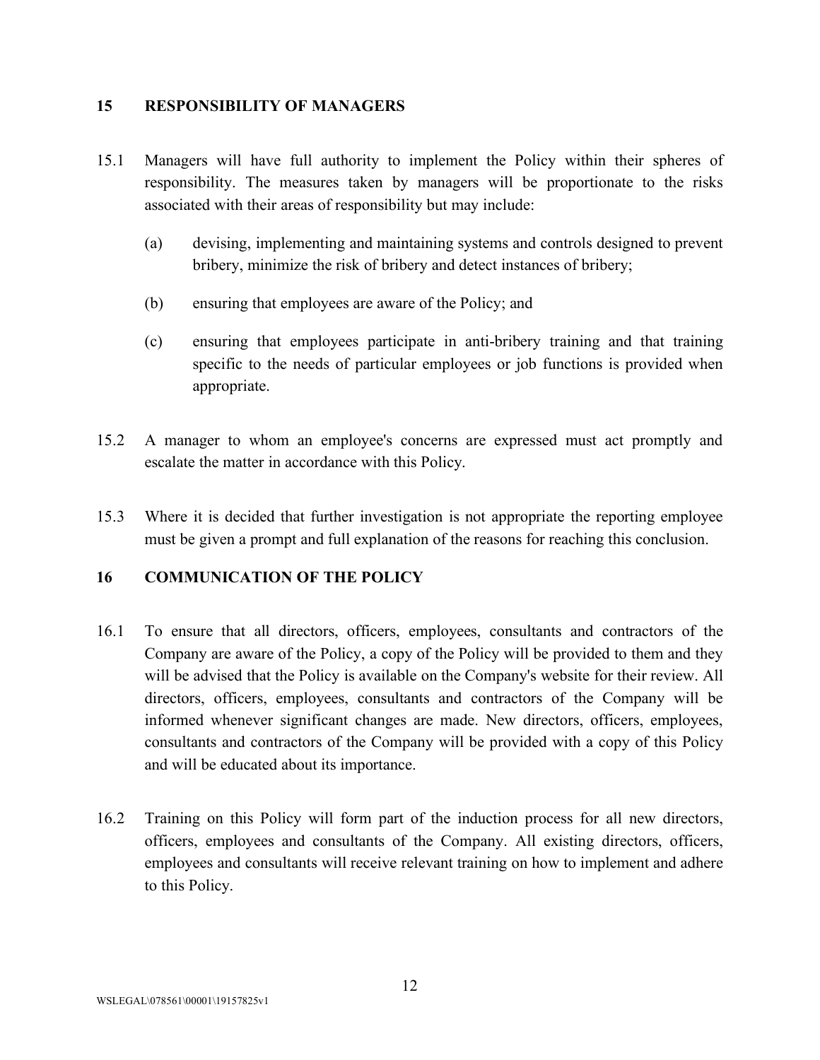## 15 RESPONSIBILITY OF MANAGERS

15.1 Managers will have full authority to implement the Policy within their spheres of responsibility. The measures taken by managers will be proportionate to the risks associated with their areas of responsibility but may include:

(a) devising, implementing and maintaining systems and controls designed to prevent bribery, minimize the risk of bribery and detect instances of bribery;

(b) ensuring that employees are aware of the Policy; and

(c) ensuring that employees participate in anti-bribery training and that training specific to the needs of particular employees or job functions is provided when appropriate.

15.2 A manager to whom an employee's concerns are expressed must act promptly and escalate the matter in accordance with this Policy.

15.3 Where it is decided that further investigation is not appropriate the reporting employee must be given a prompt and full explanation of the reasons for reaching this conclusion.

## 16 COMMUNICATION OF THE POLICY

16.1 To ensure that all directors, officers, employees, consultants and contractors of the Company are aware of the Policy, a copy of the Policy will be provided to them and they will be advised that the Policy is available on the Company's website for their review. All directors, officers, employees, consultants and contractors of the Company will be informed whenever significant changes are made. New directors, officers, employees, consultants and contractors of the Company will be provided with a copy of this Policy and will be educated about its importance.

16.2 Training on this Policy will form part of the induction process for all new directors, officers, employees and consultants of the Company. All existing directors, officers, employees and consultants will receive relevant training on how to implement and adhere to this Policy.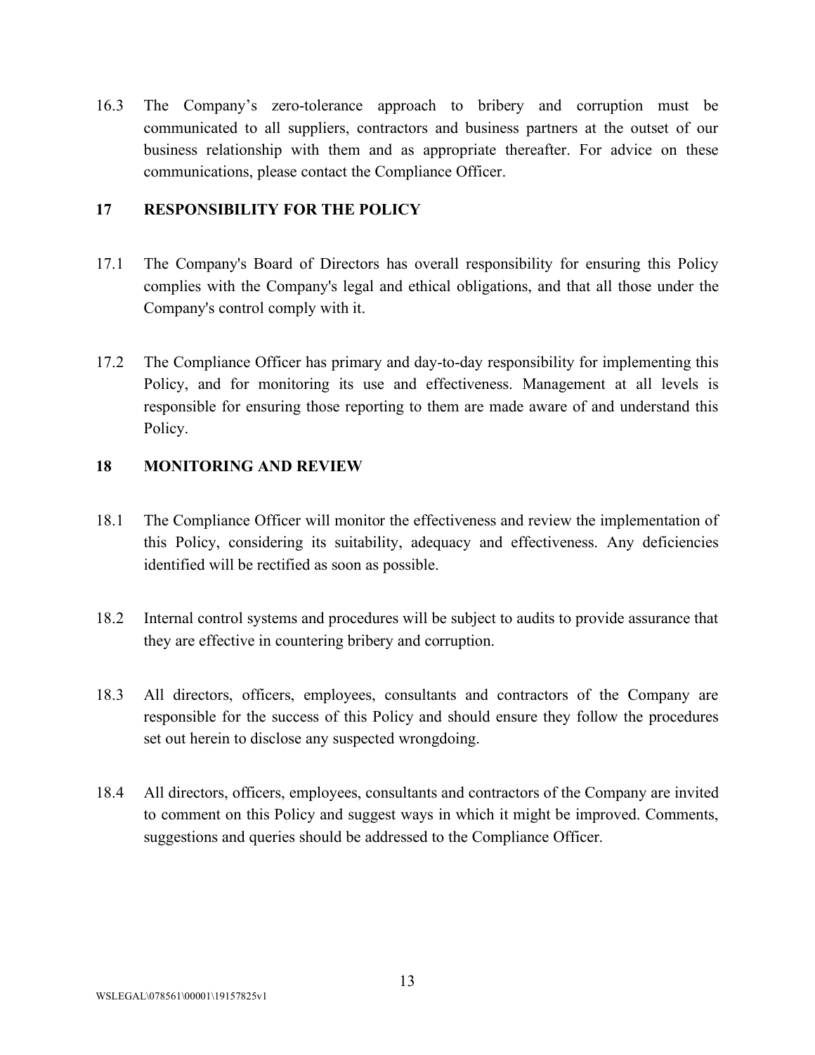16.3 The Company’s zero-tolerance approach to bribery and corruption must be communicated to all suppliers, contractors and business partners at the outset of our business relationship with them and as appropriate thereafter. For advice on these communications, please contact the Compliance Officer.

## 17 RESPONSIBILITY FOR THE POLICY

17.1 The Company's Board of Directors has overall responsibility for ensuring this Policy complies with the Company's legal and ethical obligations, and that all those under the Company's control comply with it.

17.2 The Compliance Officer has primary and day-to-day responsibility for implementing this Policy, and for monitoring its use and effectiveness. Management at all levels is responsible for ensuring those reporting to them are made aware of and understand this Policy.

## 18 MONITORING AND REVIEW

18.1 The Compliance Officer will monitor the effectiveness and review the implementation of this Policy, considering its suitability, adequacy and effectiveness. Any deficiencies identified will be rectified as soon as possible.

18.2 Internal control systems and procedures will be subject to audits to provide assurance that they are effective in countering bribery and corruption.

18.3 All directors, officers, employees, consultants and contractors of the Company are responsible for the success of this Policy and should ensure they follow the procedures set out herein to disclose any suspected wrongdoing.

18.4 All directors, officers, employees, consultants and contractors of the Company are invited to comment on this Policy and suggest ways in which it might be improved. Comments, suggestions and queries should be addressed to the Compliance Officer.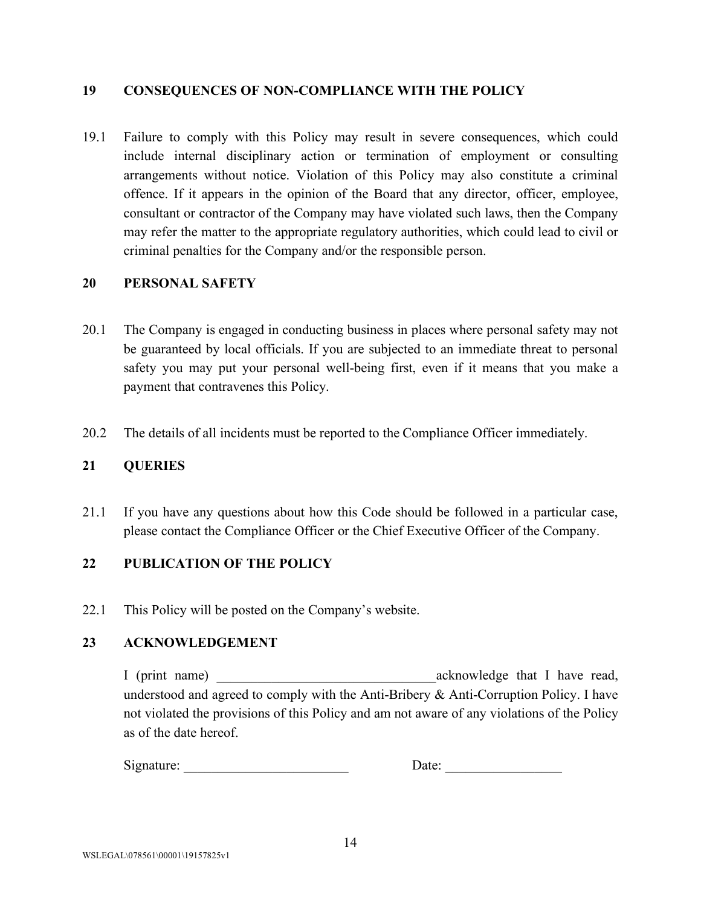## 19 CONSEQUENCES OF NON-COMPLIANCE WITH THE POLICY

19.1 Failure to comply with this Policy may result in severe consequences, which could include internal disciplinary action or termination of employment or consulting arrangements without notice. Violation of this Policy may also constitute a criminal offence. If it appears in the opinion of the Board that any director, officer, employee, consultant or contractor of the Company may have violated such laws, then the Company may refer the matter to the appropriate regulatory authorities, which could lead to civil or criminal penalties for the Company and/or the responsible person.

## 20 PERSONAL SAFETY

20.1 The Company is engaged in conducting business in places where personal safety may not be guaranteed by local officials. If you are subjected to an immediate threat to personal safety you may put your personal well-being first, even if it means that you make a payment that contravenes this Policy.

20.2 The details of all incidents must be reported to the Compliance Officer immediately.

## 21 QUERIES

21.1 If you have any questions about how this Code should be followed in a particular case, please contact the Compliance Officer or the Chief Executive Officer of the Company.

## 22 PUBLICATION OF THE POLICY

22.1 This Policy will be posted on the Company's website.

## 23 ACKNOWLEDGEMENT

I (print name) ________________________________ acknowledge that I have read, understood and agreed to comply with the Anti-Bribery & Anti-Corruption Policy. I have not violated the provisions of this Policy and am not aware of any violations of the Policy as of the date hereof.

Signature: ________________________ Date: _________________

WSLEGAL\078561\00001\19157825v1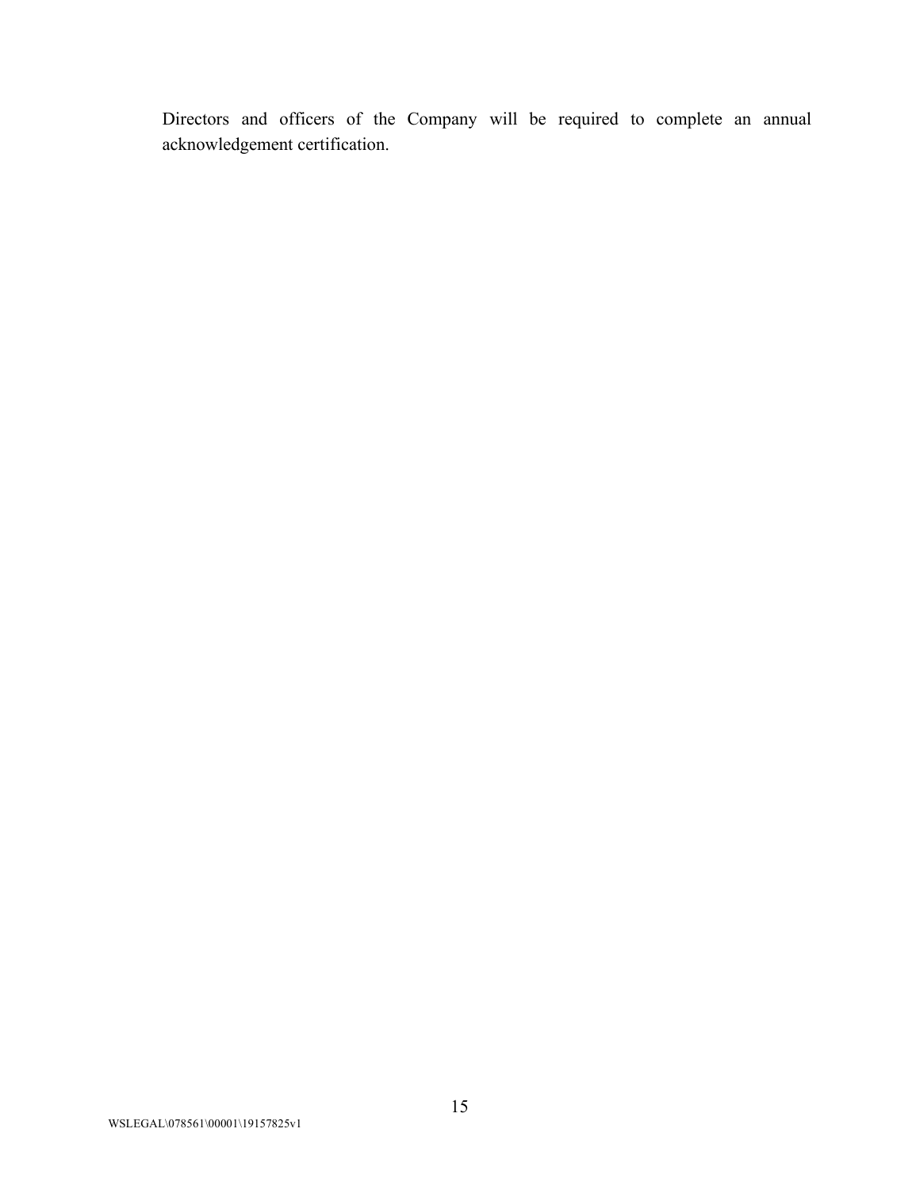Directors and officers of the Company will be required to complete an annual acknowledgement certification.